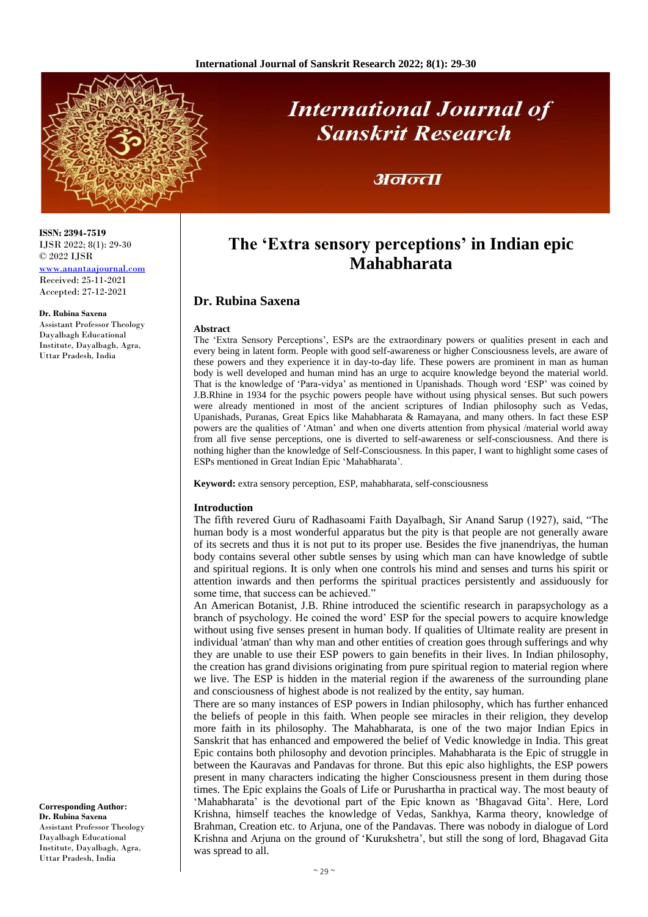# The 'Extra sensory perceptions' in Indian epic Mahabharata

## Dr. Rubina Saxena

ISSN: 2394-7519
IJSR 2022; 8(1): 29-30
© 2022 IJSR
www.anantaajournal.com
Received: 25-11-2021
Accepted: 27-12-2021

**Dr. Rubina Saxena**
Assistant Professor Theology Dayalbagh Educational Institute, Dayalbagh, Agra, Uttar Pradesh, India

**Corresponding Author:**
**Dr. Rubina Saxena**
Assistant Professor Theology Dayalbagh Educational Institute, Dayalbagh, Agra, Uttar Pradesh, India

### Abstract

The 'Extra Sensory Perceptions', ESPs are the extraordinary powers or qualities present in each and every being in latent form. People with good self-awareness or higher Consciousness levels, are aware of these powers and they experience it in day-to-day life. These powers are prominent in man as human body is well developed and human mind has an urge to acquire knowledge beyond the material world. That is the knowledge of 'Para-vidya' as mentioned in Upanishads. Though word 'ESP' was coined by J.B.Rhine in 1934 for the psychic powers people have without using physical senses. But such powers were already mentioned in most of the ancient scriptures of Indian philosophy such as Vedas, Upanishads, Puranas, Great Epics like Mahabharata & Ramayana, and many others. In fact these ESP powers are the qualities of 'Atman' and when one diverts attention from physical /material world away from all five sense perceptions, one is diverted to self-awareness or self-consciousness. And there is nothing higher than the knowledge of Self-Consciousness. In this paper, I want to highlight some cases of ESPs mentioned in Great Indian Epic 'Mahabharata'.

**Keyword:** extra sensory perception, ESP, mahabharata, self-consciousness

### Introduction

The fifth revered Guru of Radhasoami Faith Dayalbagh, Sir Anand Sarup (1927), said, "The human body is a most wonderful apparatus but the pity is that people are not generally aware of its secrets and thus it is not put to its proper use. Besides the five jnanendriyas, the human body contains several other subtle senses by using which man can have knowledge of subtle and spiritual regions. It is only when one controls his mind and senses and turns his spirit or attention inwards and then performs the spiritual practices persistently and assiduously for some time, that success can be achieved."

An American Botanist, J.B. Rhine introduced the scientific research in parapsychology as a branch of psychology. He coined the word' ESP for the special powers to acquire knowledge without using five senses present in human body. If qualities of Ultimate reality are present in individual 'atman' than why man and other entities of creation goes through sufferings and why they are unable to use their ESP powers to gain benefits in their lives. In Indian philosophy, the creation has grand divisions originating from pure spiritual region to material region where we live. The ESP is hidden in the material region if the awareness of the surrounding plane and consciousness of highest abode is not realized by the entity, say human.

There are so many instances of ESP powers in Indian philosophy, which has further enhanced the beliefs of people in this faith. When people see miracles in their religion, they develop more faith in its philosophy. The Mahabharata, is one of the two major Indian Epics in Sanskrit that has enhanced and empowered the belief of Vedic knowledge in India. This great Epic contains both philosophy and devotion principles. Mahabharata is the Epic of struggle in between the Kauravas and Pandavas for throne. But this epic also highlights, the ESP powers present in many characters indicating the higher Consciousness present in them during those times. The Epic explains the Goals of Life or Purushartha in practical way. The most beauty of 'Mahabharata' is the devotional part of the Epic known as 'Bhagavad Gita'. Here, Lord Krishna, himself teaches the knowledge of Vedas, Sankhya, Karma theory, knowledge of Brahman, Creation etc. to Arjuna, one of the Pandavas. There was nobody in dialogue of Lord Krishna and Arjuna on the ground of 'Kurukshetra', but still the song of lord, Bhagavad Gita was spread to all.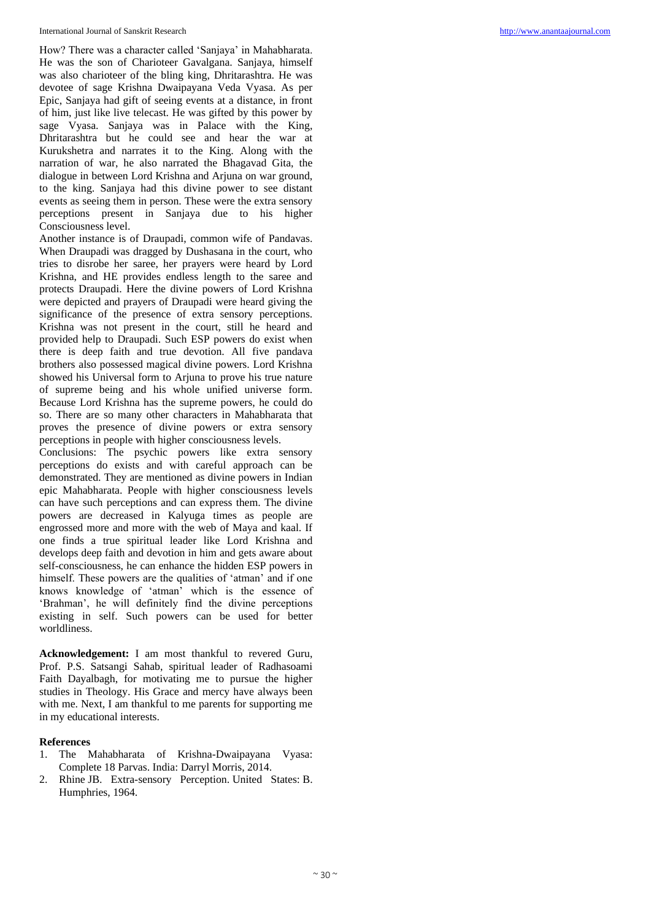How? There was a character called 'Sanjaya' in Mahabharata. He was the son of Charioteer Gavalgana. Sanjaya, himself was also charioteer of the bling king, Dhritarashtra. He was devotee of sage Krishna Dwaipayana Veda Vyasa. As per Epic, Sanjaya had gift of seeing events at a distance, in front of him, just like live telecast. He was gifted by this power by sage Vyasa. Sanjaya was in Palace with the King, Dhritarashtra but he could see and hear the war at Kurukshetra and narrates it to the King. Along with the narration of war, he also narrated the Bhagavad Gita, the dialogue in between Lord Krishna and Arjuna on war ground, to the king. Sanjaya had this divine power to see distant events as seeing them in person. These were the extra sensory perceptions present in Sanjaya due to his higher Consciousness level.

Another instance is of Draupadi, common wife of Pandavas. When Draupadi was dragged by Dushasana in the court, who tries to disrobe her saree, her prayers were heard by Lord Krishna, and HE provides endless length to the saree and protects Draupadi. Here the divine powers of Lord Krishna were depicted and prayers of Draupadi were heard giving the significance of the presence of extra sensory perceptions. Krishna was not present in the court, still he heard and provided help to Draupadi. Such ESP powers do exist when there is deep faith and true devotion. All five pandava brothers also possessed magical divine powers. Lord Krishna showed his Universal form to Arjuna to prove his true nature of supreme being and his whole unified universe form. Because Lord Krishna has the supreme powers, he could do so. There are so many other characters in Mahabharata that proves the presence of divine powers or extra sensory perceptions in people with higher consciousness levels.

Conclusions: The psychic powers like extra sensory perceptions do exists and with careful approach can be demonstrated. They are mentioned as divine powers in Indian epic Mahabharata. People with higher consciousness levels can have such perceptions and can express them. The divine powers are decreased in Kalyuga times as people are engrossed more and more with the web of Maya and kaal. If one finds a true spiritual leader like Lord Krishna and develops deep faith and devotion in him and gets aware about self-consciousness, he can enhance the hidden ESP powers in himself. These powers are the qualities of 'atman' and if one knows knowledge of 'atman' which is the essence of 'Brahman', he will definitely find the divine perceptions existing in self. Such powers can be used for better worldliness.

**Acknowledgement:** I am most thankful to revered Guru, Prof. P.S. Satsangi Sahab, spiritual leader of Radhasoami Faith Dayalbagh, for motivating me to pursue the higher studies in Theology. His Grace and mercy have always been with me. Next, I am thankful to me parents for supporting me in my educational interests.

**References**

1. The Mahabharata of Krishna-Dwaipayana Vyasa: Complete 18 Parvas. India: Darryl Morris, 2014.
2. Rhine JB. Extra-sensory Perception. United States: B. Humphries, 1964.